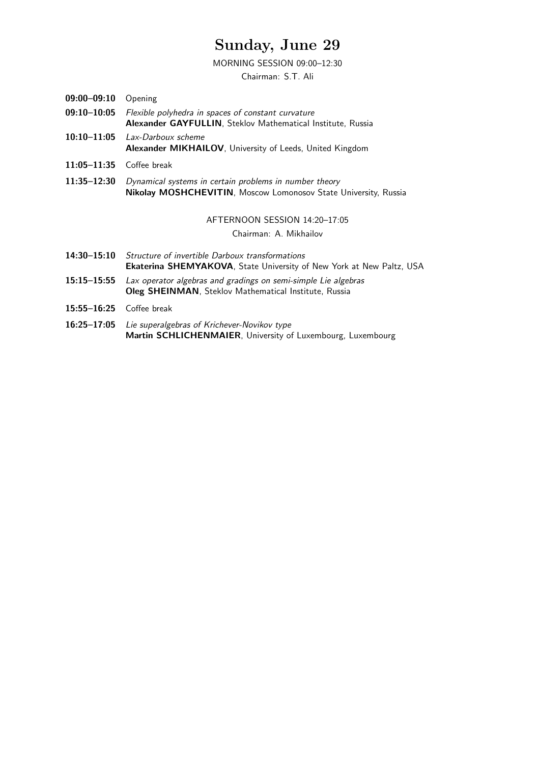# Sunday, June 29

MORNING SESSION 09:00–12:30

Chairman: S.T. Ali

**09:00–09:10** Opening

**09:10–10:05** *Flexible polyhedra in spaces of constant curvature*
**Alexander GAYFULLIN**, Steklov Mathematical Institute, Russia

**10:10–11:05** *Lax-Darboux scheme*
**Alexander MIKHAILOV**, University of Leeds, United Kingdom

**11:05–11:35** Coffee break

**11:35–12:30** *Dynamical systems in certain problems in number theory*
**Nikolay MOSHCHEVITIN**, Moscow Lomonosov State University, Russia

AFTERNOON SESSION 14:20–17:05

Chairman: A. Mikhailov

**14:30–15:10** *Structure of invertible Darboux transformations*
**Ekaterina SHEMYAKOVA**, State University of New York at New Paltz, USA

**15:15–15:55** *Lax operator algebras and gradings on semi-simple Lie algebras*
**Oleg SHEINMAN**, Steklov Mathematical Institute, Russia

**15:55–16:25** Coffee break

**16:25–17:05** *Lie superalgebras of Krichever-Novikov type*
**Martin SCHLICHENMAIER**, University of Luxembourg, Luxembourg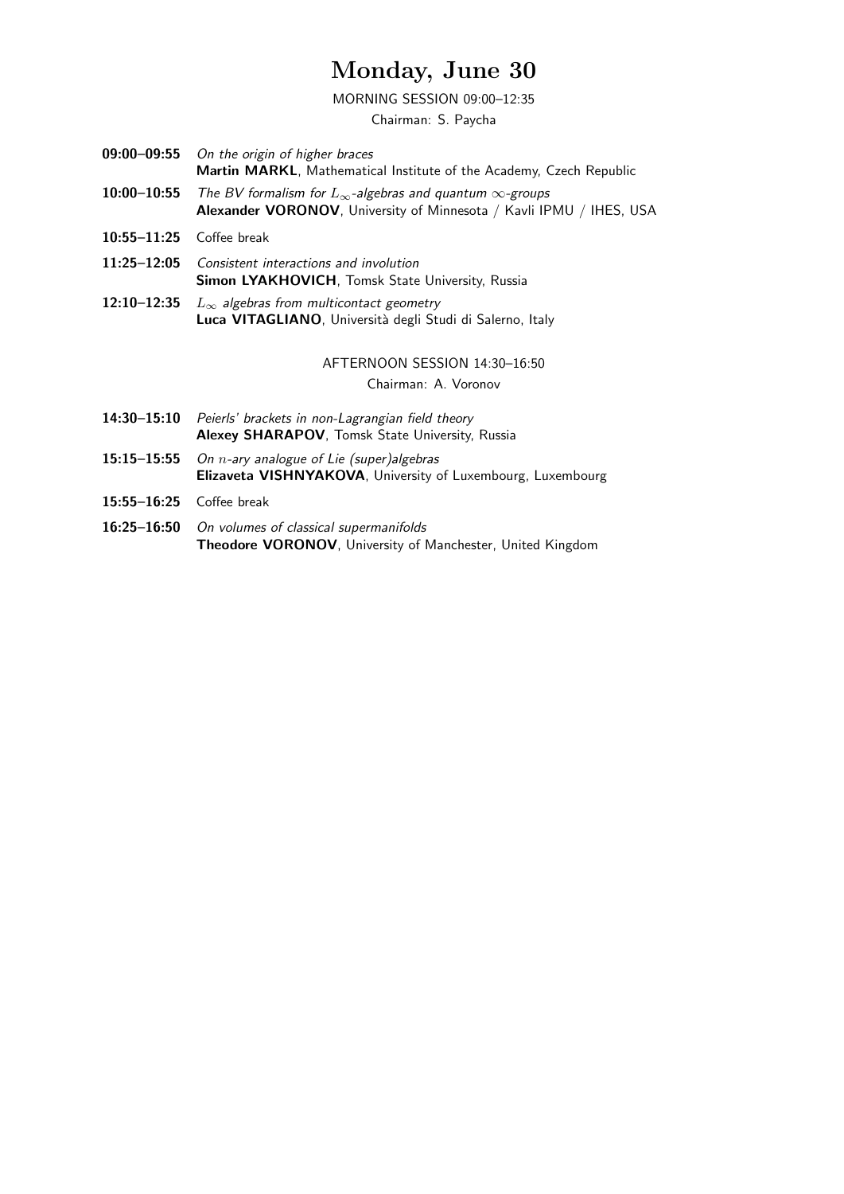# Monday, June 30

MORNING SESSION 09:00–12:35

Chairman: S. Paycha

**09:00–09:55** *On the origin of higher braces*
**Martin MARKL**, Mathematical Institute of the Academy, Czech Republic

**10:00–10:55** *The BV formalism for $L_\infty$-algebras and quantum $\infty$-groups*
**Alexander VORONOV**, University of Minnesota / Kavli IPMU / IHES, USA

**10:55–11:25** Coffee break

**11:25–12:05** *Consistent interactions and involution*
**Simon LYAKHOVICH**, Tomsk State University, Russia

**12:10–12:35** *$L_\infty$ algebras from multicontact geometry*
**Luca VITAGLIANO**, Università degli Studi di Salerno, Italy

AFTERNOON SESSION 14:30–16:50

Chairman: A. Voronov

**14:30–15:10** *Peierls' brackets in non-Lagrangian field theory*
**Alexey SHARAPOV**, Tomsk State University, Russia

**15:15–15:55** *On $n$-ary analogue of Lie (super)algebras*
**Elizaveta VISHNYAKOVA**, University of Luxembourg, Luxembourg

**15:55–16:25** Coffee break

**16:25–16:50** *On volumes of classical supermanifolds*
**Theodore VORONOV**, University of Manchester, United Kingdom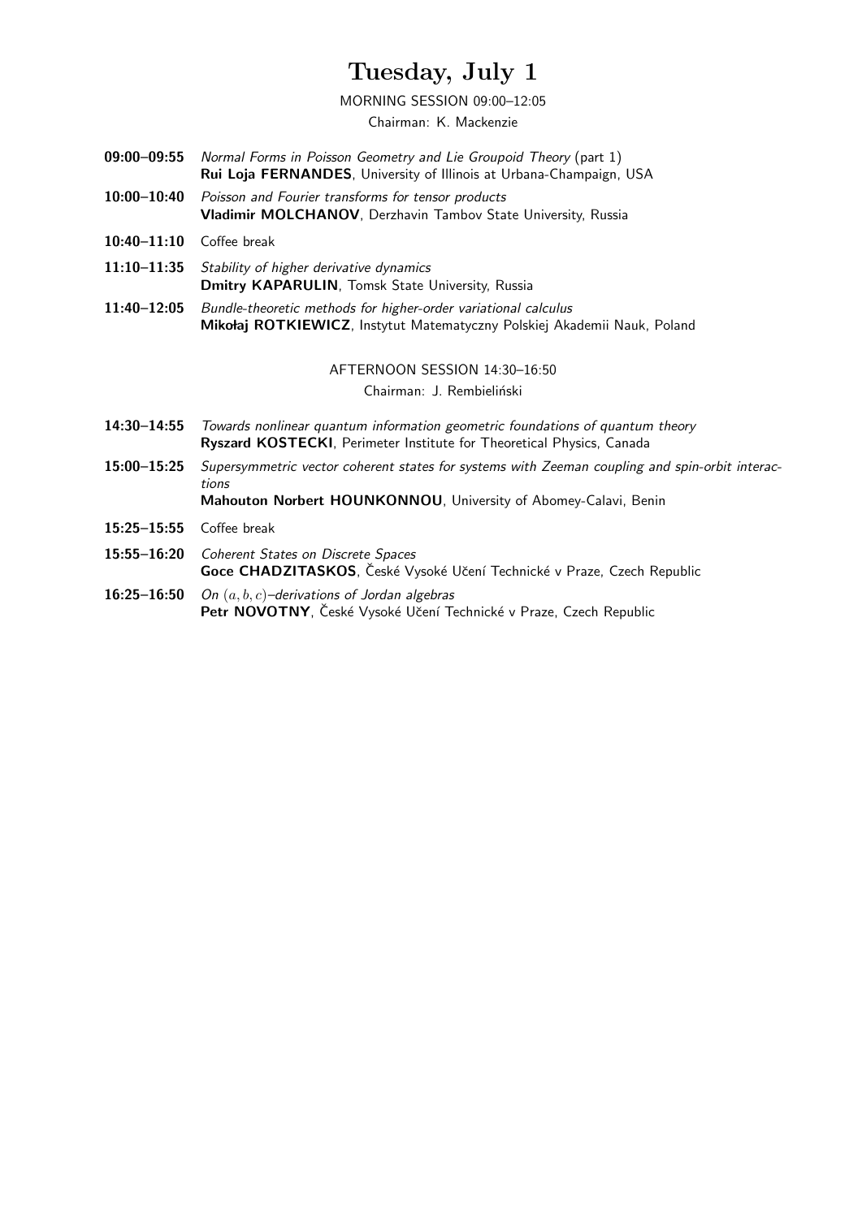# Tuesday, July 1

MORNING SESSION 09:00–12:05

Chairman: K. Mackenzie

**09:00–09:55** *Normal Forms in Poisson Geometry and Lie Groupoid Theory* (part 1)
**Rui Loja FERNANDES**, University of Illinois at Urbana-Champaign, USA

**10:00–10:40** *Poisson and Fourier transforms for tensor products*
**Vladimir MOLCHANOV**, Derzhavin Tambov State University, Russia

**10:40–11:10** Coffee break

**11:10–11:35** *Stability of higher derivative dynamics*
**Dmitry KAPARULIN**, Tomsk State University, Russia

**11:40–12:05** *Bundle-theoretic methods for higher-order variational calculus*
**Mikołaj ROTKIEWICZ**, Instytut Matematyczny Polskiej Akademii Nauk, Poland

AFTERNOON SESSION 14:30–16:50

Chairman: J. Rembieliński

**14:30–14:55** *Towards nonlinear quantum information geometric foundations of quantum theory*
**Ryszard KOSTECKI**, Perimeter Institute for Theoretical Physics, Canada

**15:00–15:25** *Supersymmetric vector coherent states for systems with Zeeman coupling and spin-orbit interactions*
**Mahouton Norbert HOUNKONNOU**, University of Abomey-Calavi, Benin

**15:25–15:55** Coffee break

**15:55–16:20** *Coherent States on Discrete Spaces*
**Goce CHADZITASKOS**, České Vysoké Učení Technické v Praze, Czech Republic

**16:25–16:50** *On $(a, b, c)$–derivations of Jordan algebras*
**Petr NOVOTNY**, České Vysoké Učení Technické v Praze, Czech Republic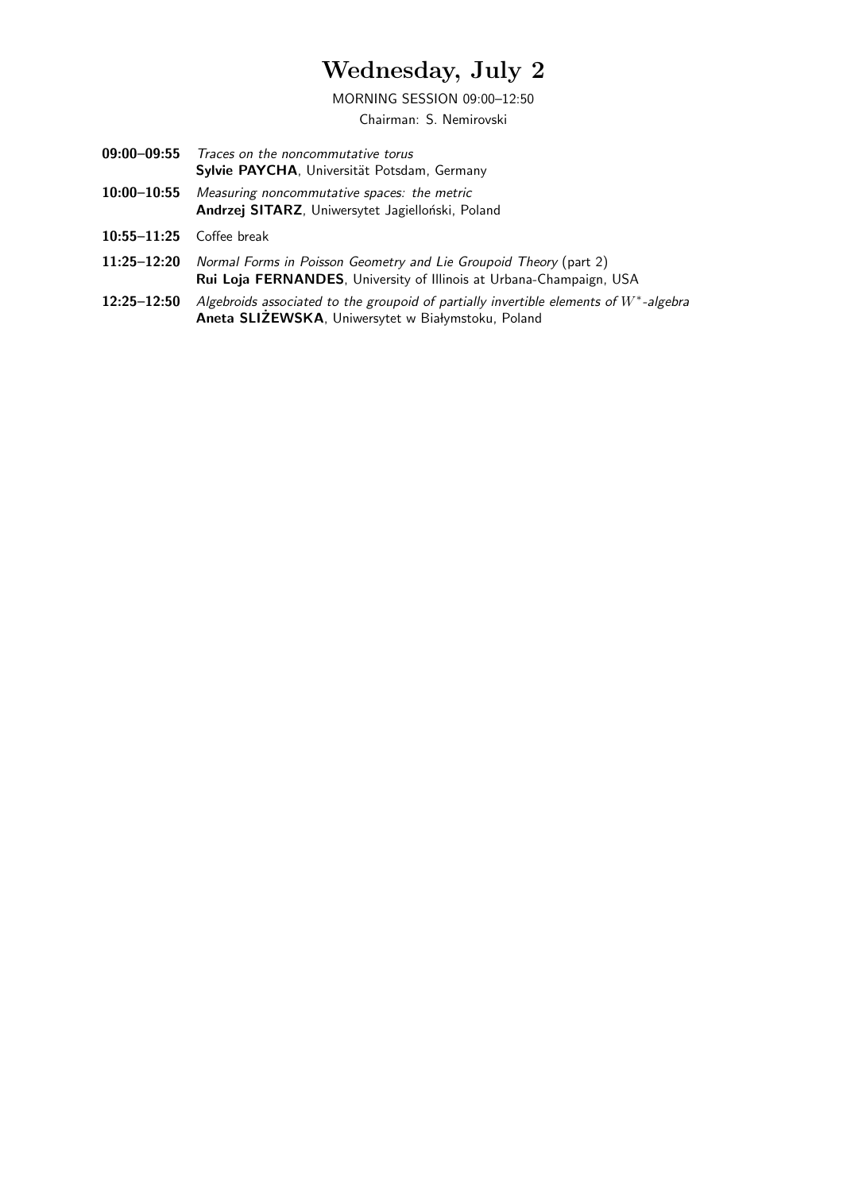# Wednesday, July 2

MORNING SESSION 09:00–12:50

Chairman: S. Nemirovski

**09:00–09:55** *Traces on the noncommutative torus*
**Sylvie PAYCHA**, Universität Potsdam, Germany

**10:00–10:55** *Measuring noncommutative spaces: the metric*
**Andrzej SITARZ**, Uniwersytet Jagielloński, Poland

**10:55–11:25** Coffee break

**11:25–12:20** *Normal Forms in Poisson Geometry and Lie Groupoid Theory* (part 2)
**Rui Loja FERNANDES**, University of Illinois at Urbana-Champaign, USA

**12:25–12:50** *Algebroids associated to the groupoid of partially invertible elements of $W^*$-algebra*
**Aneta SLIŻEWSKA**, Uniwersytet w Białymstoku, Poland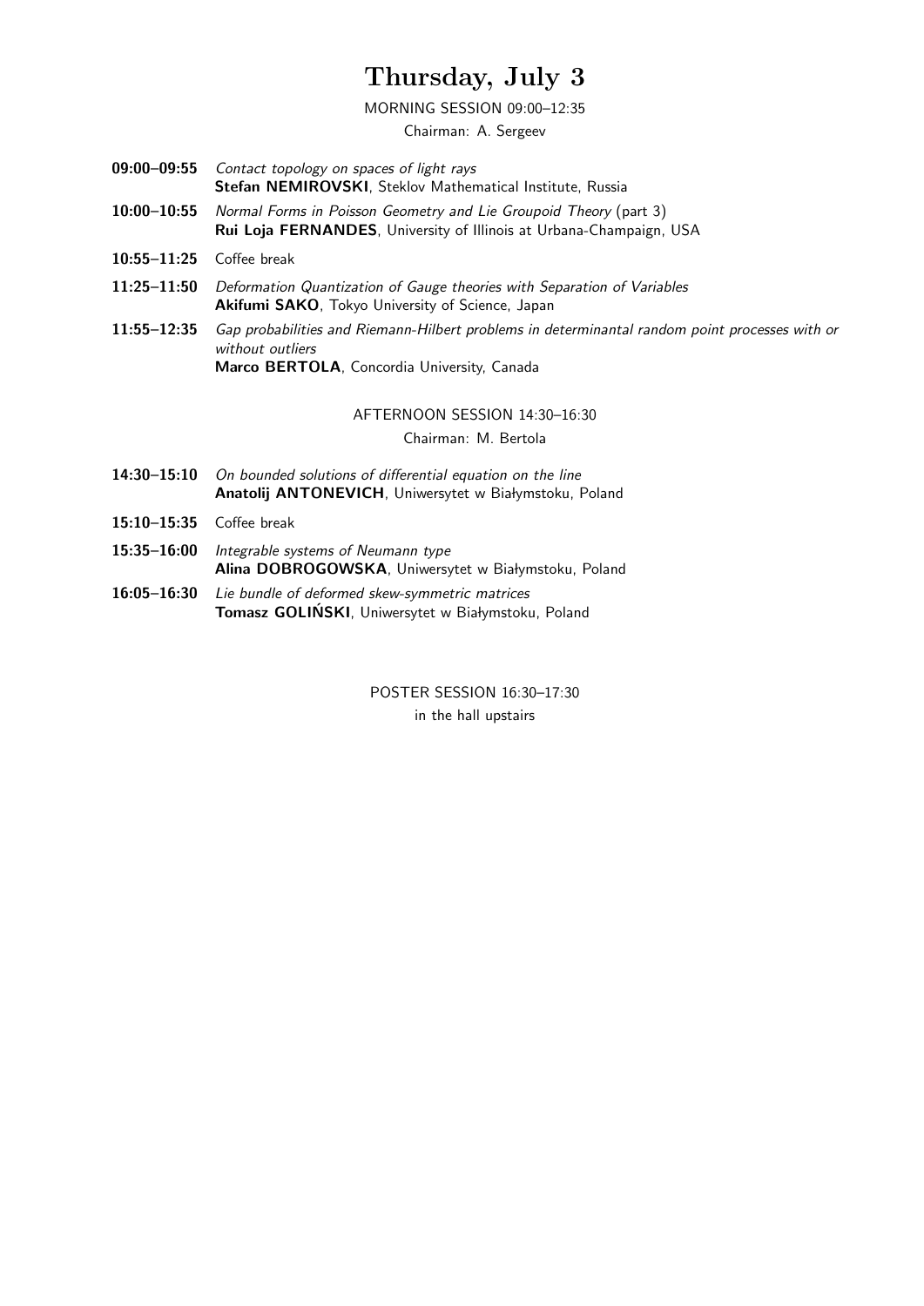# Thursday, July 3

MORNING SESSION 09:00–12:35

Chairman: A. Sergeev

**09:00–09:55** *Contact topology on spaces of light rays*
**Stefan NEMIROVSKI**, Steklov Mathematical Institute, Russia

**10:00–10:55** *Normal Forms in Poisson Geometry and Lie Groupoid Theory* (part 3)
**Rui Loja FERNANDES**, University of Illinois at Urbana-Champaign, USA

**10:55–11:25** Coffee break

**11:25–11:50** *Deformation Quantization of Gauge theories with Separation of Variables*
**Akifumi SAKO**, Tokyo University of Science, Japan

**11:55–12:35** *Gap probabilities and Riemann-Hilbert problems in determinantal random point processes with or without outliers*
**Marco BERTOLA**, Concordia University, Canada

AFTERNOON SESSION 14:30–16:30

Chairman: M. Bertola

**14:30–15:10** *On bounded solutions of differential equation on the line*
**Anatolij ANTONEVICH**, Uniwersytet w Białymstoku, Poland

**15:10–15:35** Coffee break

**15:35–16:00** *Integrable systems of Neumann type*
**Alina DOBROGOWSKA**, Uniwersytet w Białymstoku, Poland

**16:05–16:30** *Lie bundle of deformed skew-symmetric matrices*
**Tomasz GOLIŃSKI**, Uniwersytet w Białymstoku, Poland

POSTER SESSION 16:30–17:30

in the hall upstairs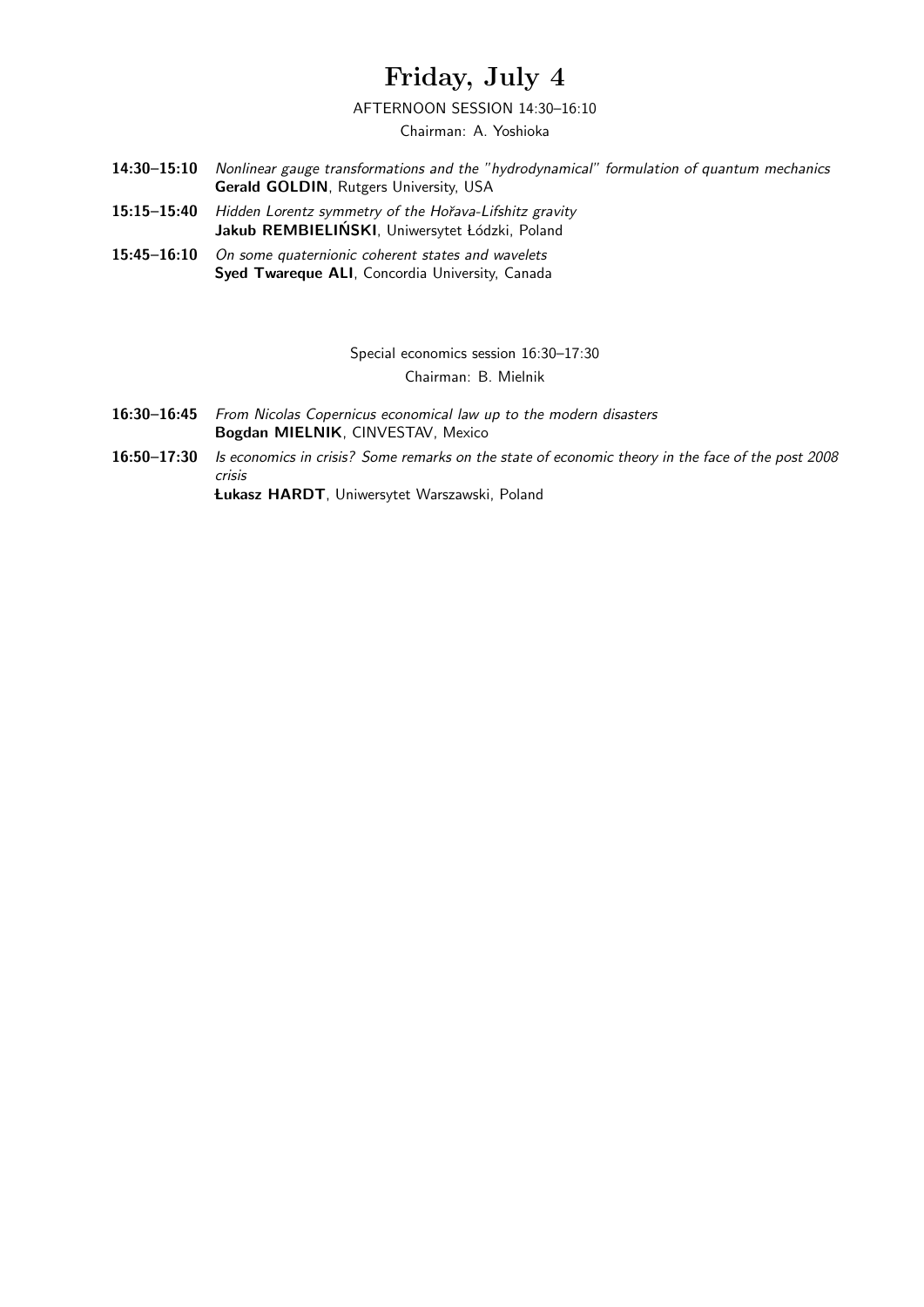# Friday, July 4

AFTERNOON SESSION 14:30–16:10

Chairman: A. Yoshioka

**14:30–15:10** *Nonlinear gauge transformations and the "hydrodynamical" formulation of quantum mechanics*
**Gerald GOLDIN**, Rutgers University, USA

**15:15–15:40** *Hidden Lorentz symmetry of the Hořava-Lifshitz gravity*
**Jakub REMBIELIŃSKI**, Uniwersytet Łódzki, Poland

**15:45–16:10** *On some quaternionic coherent states and wavelets*
**Syed Twareque ALI**, Concordia University, Canada

Special economics session 16:30–17:30

Chairman: B. Mielnik

**16:30–16:45** *From Nicolas Copernicus economical law up to the modern disasters*
**Bogdan MIELNIK**, CINVESTAV, Mexico

**16:50–17:30** *Is economics in crisis? Some remarks on the state of economic theory in the face of the post 2008 crisis*
**Łukasz HARDT**, Uniwersytet Warszawski, Poland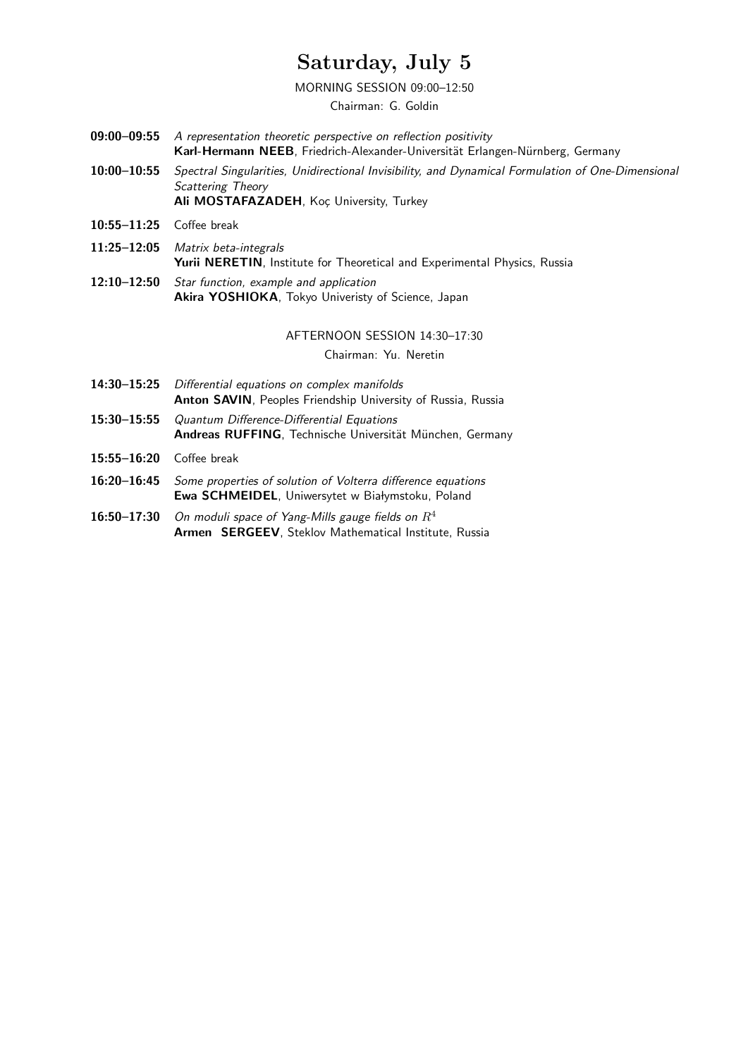# Saturday, July 5

MORNING SESSION 09:00–12:50

Chairman: G. Goldin

**09:00–09:55** *A representation theoretic perspective on reflection positivity*
**Karl-Hermann NEEB**, Friedrich-Alexander-Universität Erlangen-Nürnberg, Germany

**10:00–10:55** *Spectral Singularities, Unidirectional Invisibility, and Dynamical Formulation of One-Dimensional Scattering Theory*
**Ali MOSTAFAZADEH**, Koç University, Turkey

**10:55–11:25** Coffee break

**11:25–12:05** *Matrix beta-integrals*
**Yurii NERETIN**, Institute for Theoretical and Experimental Physics, Russia

**12:10–12:50** *Star function, example and application*
**Akira YOSHIOKA**, Tokyo Univeristy of Science, Japan

AFTERNOON SESSION 14:30–17:30

Chairman: Yu. Neretin

**14:30–15:25** *Differential equations on complex manifolds*
**Anton SAVIN**, Peoples Friendship University of Russia, Russia

**15:30–15:55** *Quantum Difference-Differential Equations*
**Andreas RUFFING**, Technische Universität München, Germany

**15:55–16:20** Coffee break

**16:20–16:45** *Some properties of solution of Volterra difference equations*
**Ewa SCHMEIDEL**, Uniwersytet w Białymstoku, Poland

**16:50–17:30** *On moduli space of Yang-Mills gauge fields on $R^4$*
**Armen SERGEEV**, Steklov Mathematical Institute, Russia